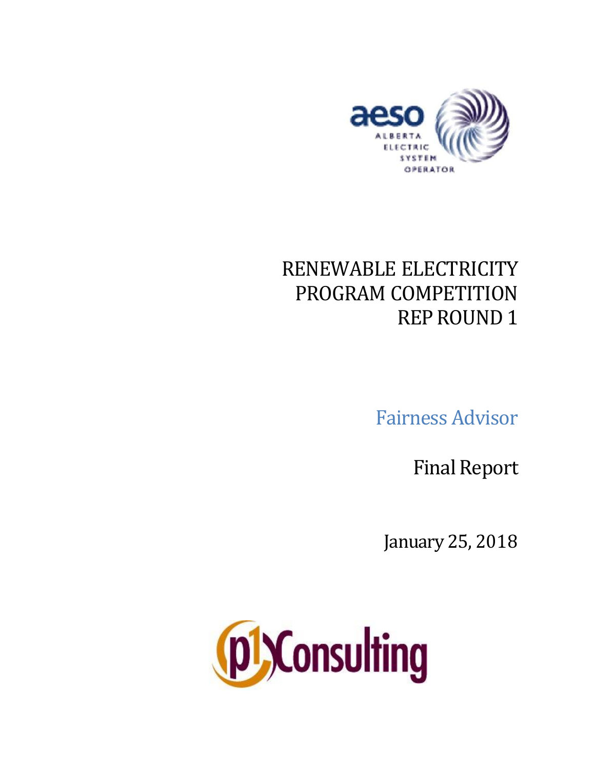# RENEWABLE ELECTRICITY PROGRAM COMPETITION REP ROUND 1

## Fairness Advisor

## Final Report

January 25, 2018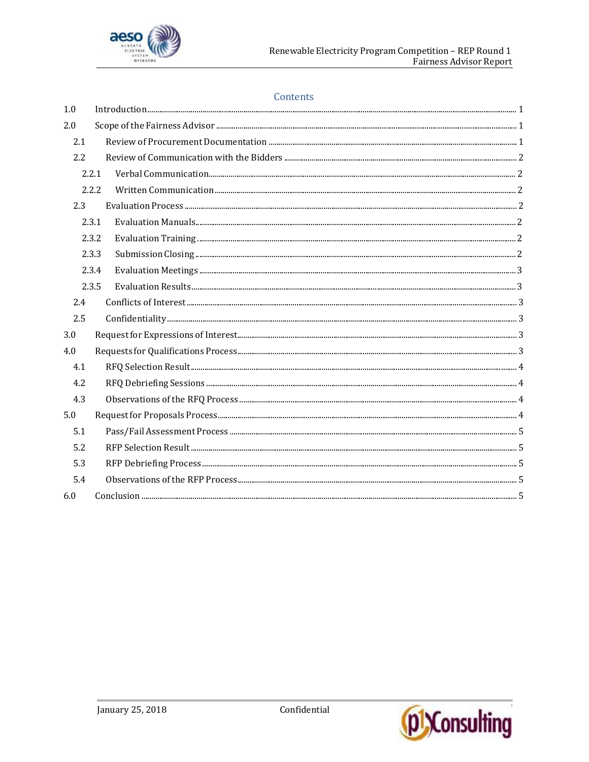## Contents

| | | |
|---|---|---|
| 1.0 | Introduction | 1 |
| 2.0 | Scope of the Fairness Advisor | 1 |
| 2.1 | Review of Procurement Documentation | 1 |
| 2.2 | Review of Communication with the Bidders | 2 |
| 2.2.1 | Verbal Communication | 2 |
| 2.2.2 | Written Communication | 2 |
| 2.3 | Evaluation Process | 2 |
| 2.3.1 | Evaluation Manuals | 2 |
| 2.3.2 | Evaluation Training | 2 |
| 2.3.3 | Submission Closing | 2 |
| 2.3.4 | Evaluation Meetings | 3 |
| 2.3.5 | Evaluation Results | 3 |
| 2.4 | Conflicts of Interest | 3 |
| 2.5 | Confidentiality | 3 |
| 3.0 | Request for Expressions of Interest | 3 |
| 4.0 | Requests for Qualifications Process | 3 |
| 4.1 | RFQ Selection Result | 4 |
| 4.2 | RFQ Debriefing Sessions | 4 |
| 4.3 | Observations of the RFQ Process | 4 |
| 5.0 | Request for Proposals Process | 4 |
| 5.1 | Pass/Fail Assessment Process | 5 |
| 5.2 | RFP Selection Result | 5 |
| 5.3 | RFP Debriefing Process | 5 |
| 5.4 | Observations of the RFP Process | 5 |
| 6.0 | Conclusion | 5 |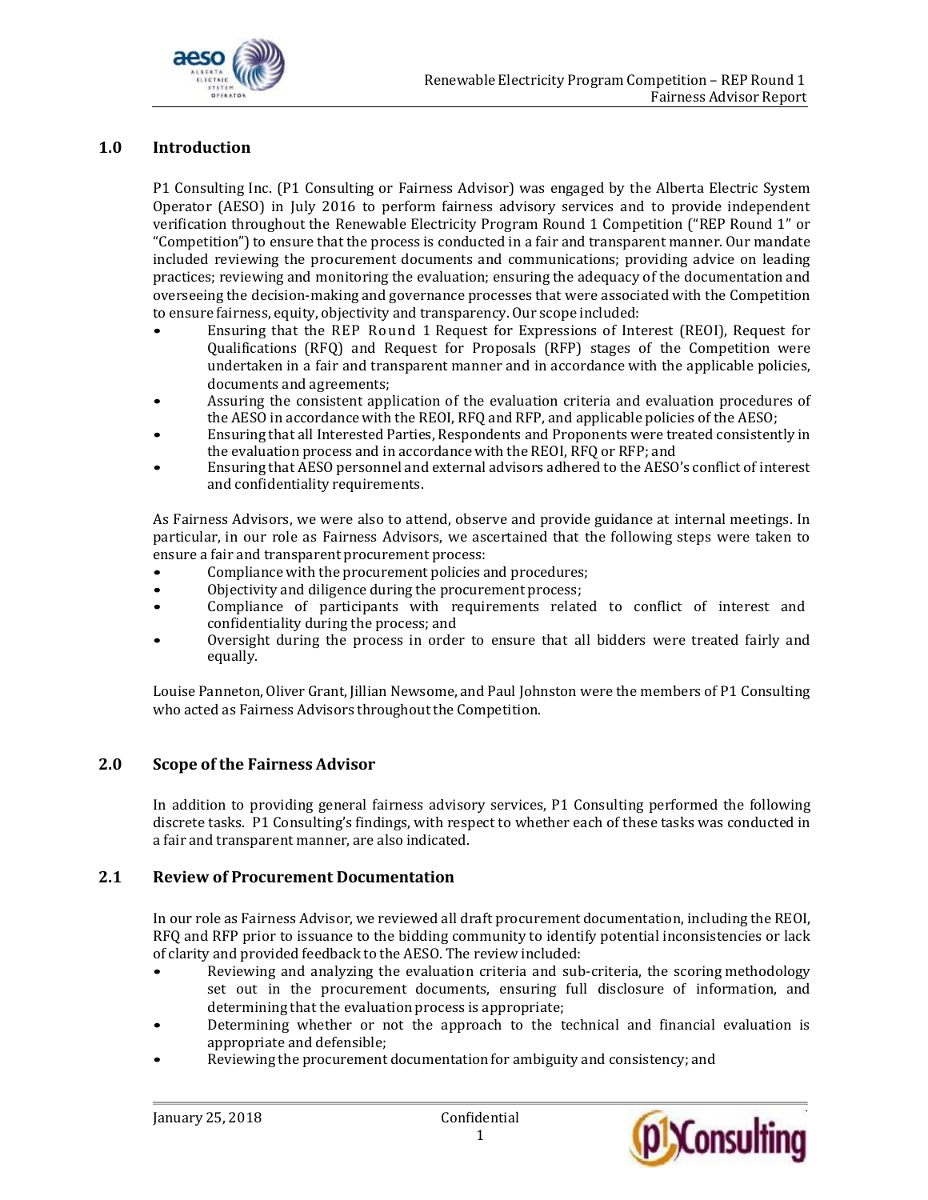## 1.0 Introduction

P1 Consulting Inc. (P1 Consulting or Fairness Advisor) was engaged by the Alberta Electric System Operator (AESO) in July 2016 to perform fairness advisory services and to provide independent verification throughout the Renewable Electricity Program Round 1 Competition ("REP Round 1" or "Competition") to ensure that the process is conducted in a fair and transparent manner. Our mandate included reviewing the procurement documents and communications; providing advice on leading practices; reviewing and monitoring the evaluation; ensuring the adequacy of the documentation and overseeing the decision-making and governance processes that were associated with the Competition to ensure fairness, equity, objectivity and transparency. Our scope included:

- Ensuring that the REP Round 1 Request for Expressions of Interest (REOI), Request for Qualifications (RFQ) and Request for Proposals (RFP) stages of the Competition were undertaken in a fair and transparent manner and in accordance with the applicable policies, documents and agreements;
- Assuring the consistent application of the evaluation criteria and evaluation procedures of the AESO in accordance with the REOI, RFQ and RFP, and applicable policies of the AESO;
- Ensuring that all Interested Parties, Respondents and Proponents were treated consistently in the evaluation process and in accordance with the REOI, RFQ or RFP; and
- Ensuring that AESO personnel and external advisors adhered to the AESO's conflict of interest and confidentiality requirements.

As Fairness Advisors, we were also to attend, observe and provide guidance at internal meetings. In particular, in our role as Fairness Advisors, we ascertained that the following steps were taken to ensure a fair and transparent procurement process:

- Compliance with the procurement policies and procedures;
- Objectivity and diligence during the procurement process;
- Compliance of participants with requirements related to conflict of interest and confidentiality during the process; and
- Oversight during the process in order to ensure that all bidders were treated fairly and equally.

Louise Panneton, Oliver Grant, Jillian Newsome, and Paul Johnston were the members of P1 Consulting who acted as Fairness Advisors throughout the Competition.

## 2.0 Scope of the Fairness Advisor

In addition to providing general fairness advisory services, P1 Consulting performed the following discrete tasks. P1 Consulting's findings, with respect to whether each of these tasks was conducted in a fair and transparent manner, are also indicated.

### 2.1 Review of Procurement Documentation

In our role as Fairness Advisor, we reviewed all draft procurement documentation, including the REOI, RFQ and RFP prior to issuance to the bidding community to identify potential inconsistencies or lack of clarity and provided feedback to the AESO. The review included:

- Reviewing and analyzing the evaluation criteria and sub-criteria, the scoring methodology set out in the procurement documents, ensuring full disclosure of information, and determining that the evaluation process is appropriate;
- Determining whether or not the approach to the technical and financial evaluation is appropriate and defensible;
- Reviewing the procurement documentation for ambiguity and consistency; and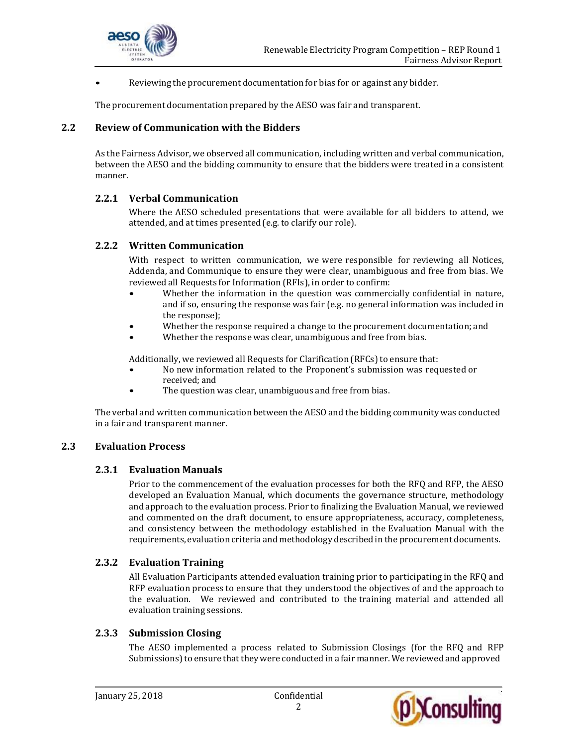- Reviewing the procurement documentation for bias for or against any bidder.

The procurement documentation prepared by the AESO was fair and transparent.

## 2.2 Review of Communication with the Bidders

As the Fairness Advisor, we observed all communication, including written and verbal communication, between the AESO and the bidding community to ensure that the bidders were treated in a consistent manner.

### 2.2.1 Verbal Communication

Where the AESO scheduled presentations that were available for all bidders to attend, we attended, and at times presented (e.g. to clarify our role).

### 2.2.2 Written Communication

With respect to written communication, we were responsible for reviewing all Notices, Addenda, and Communique to ensure they were clear, unambiguous and free from bias. We reviewed all Requests for Information (RFIs), in order to confirm:

- Whether the information in the question was commercially confidential in nature, and if so, ensuring the response was fair (e.g. no general information was included in the response);
- Whether the response required a change to the procurement documentation; and
- Whether the response was clear, unambiguous and free from bias.

Additionally, we reviewed all Requests for Clarification (RFCs) to ensure that:

- No new information related to the Proponent's submission was requested or received; and
- The question was clear, unambiguous and free from bias.

The verbal and written communication between the AESO and the bidding community was conducted in a fair and transparent manner.

## 2.3 Evaluation Process

### 2.3.1 Evaluation Manuals

Prior to the commencement of the evaluation processes for both the RFQ and RFP, the AESO developed an Evaluation Manual, which documents the governance structure, methodology and approach to the evaluation process. Prior to finalizing the Evaluation Manual, we reviewed and commented on the draft document, to ensure appropriateness, accuracy, completeness, and consistency between the methodology established in the Evaluation Manual with the requirements, evaluation criteria and methodology described in the procurement documents.

### 2.3.2 Evaluation Training

All Evaluation Participants attended evaluation training prior to participating in the RFQ and RFP evaluation process to ensure that they understood the objectives of and the approach to the evaluation. We reviewed and contributed to the training material and attended all evaluation training sessions.

### 2.3.3 Submission Closing

The AESO implemented a process related to Submission Closings (for the RFQ and RFP Submissions) to ensure that they were conducted in a fair manner. We reviewed and approved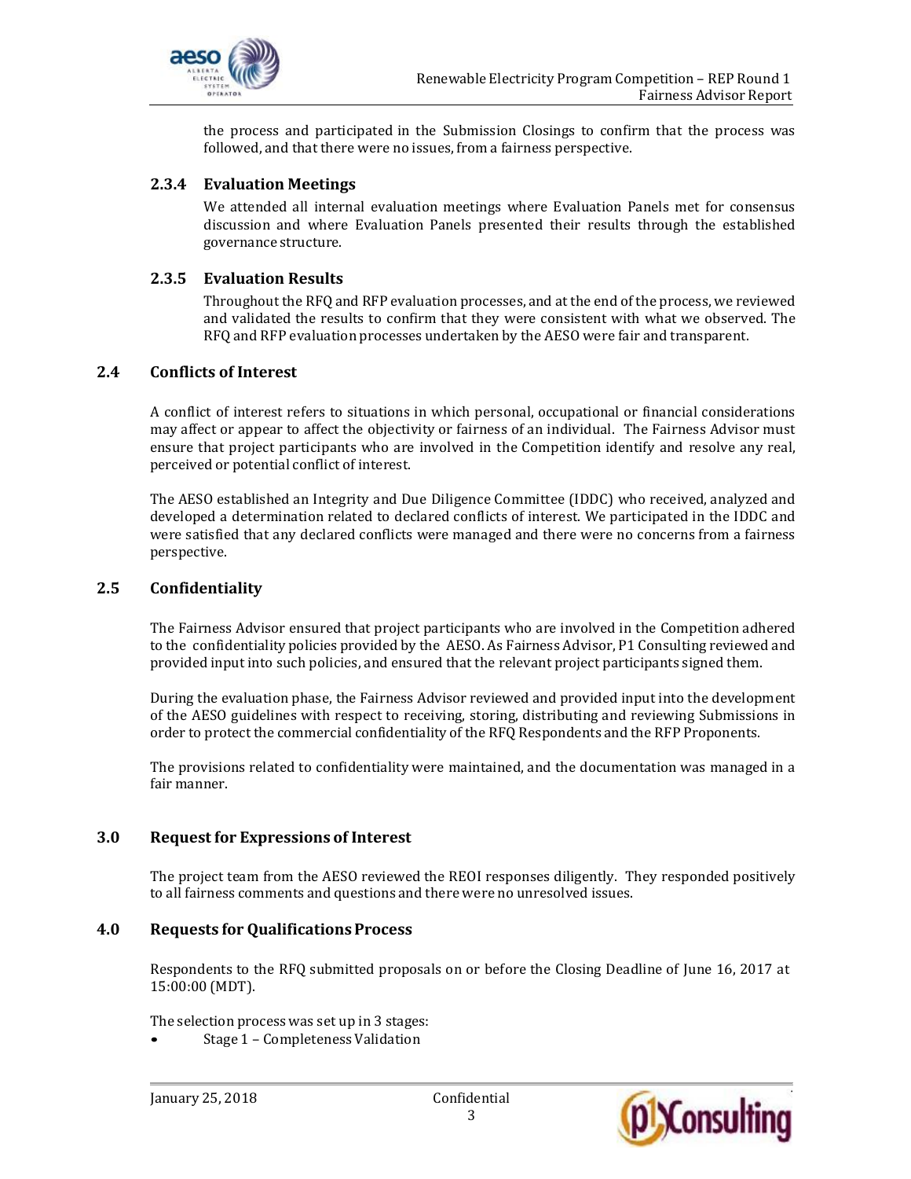the process and participated in the Submission Closings to confirm that the process was followed, and that there were no issues, from a fairness perspective.

### 2.3.4 Evaluation Meetings

We attended all internal evaluation meetings where Evaluation Panels met for consensus discussion and where Evaluation Panels presented their results through the established governance structure.

### 2.3.5 Evaluation Results

Throughout the RFQ and RFP evaluation processes, and at the end of the process, we reviewed and validated the results to confirm that they were consistent with what we observed. The RFQ and RFP evaluation processes undertaken by the AESO were fair and transparent.

## 2.4 Conflicts of Interest

A conflict of interest refers to situations in which personal, occupational or financial considerations may affect or appear to affect the objectivity or fairness of an individual. The Fairness Advisor must ensure that project participants who are involved in the Competition identify and resolve any real, perceived or potential conflict of interest.

The AESO established an Integrity and Due Diligence Committee (IDDC) who received, analyzed and developed a determination related to declared conflicts of interest. We participated in the IDDC and were satisfied that any declared conflicts were managed and there were no concerns from a fairness perspective.

## 2.5 Confidentiality

The Fairness Advisor ensured that project participants who are involved in the Competition adhered to the confidentiality policies provided by the AESO. As Fairness Advisor, P1 Consulting reviewed and provided input into such policies, and ensured that the relevant project participants signed them.

During the evaluation phase, the Fairness Advisor reviewed and provided input into the development of the AESO guidelines with respect to receiving, storing, distributing and reviewing Submissions in order to protect the commercial confidentiality of the RFQ Respondents and the RFP Proponents.

The provisions related to confidentiality were maintained, and the documentation was managed in a fair manner.

# 3.0 Request for Expressions of Interest

The project team from the AESO reviewed the REOI responses diligently. They responded positively to all fairness comments and questions and there were no unresolved issues.

# 4.0 Requests for Qualifications Process

Respondents to the RFQ submitted proposals on or before the Closing Deadline of June 16, 2017 at 15:00:00 (MDT).

The selection process was set up in 3 stages:

- Stage 1 – Completeness Validation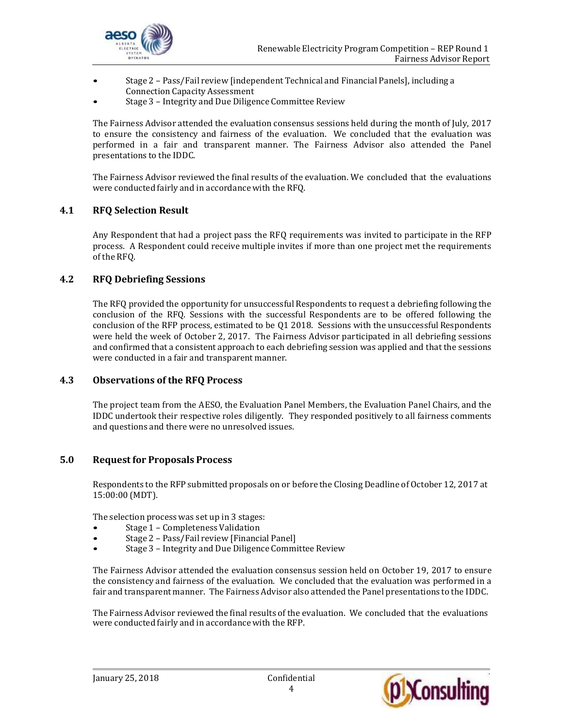- Stage 2 – Pass/Fail review [independent Technical and Financial Panels], including a Connection Capacity Assessment
- Stage 3 – Integrity and Due Diligence Committee Review

The Fairness Advisor attended the evaluation consensus sessions held during the month of July, 2017 to ensure the consistency and fairness of the evaluation. We concluded that the evaluation was performed in a fair and transparent manner. The Fairness Advisor also attended the Panel presentations to the IDDC.

The Fairness Advisor reviewed the final results of the evaluation. We concluded that the evaluations were conducted fairly and in accordance with the RFQ.

## 4.1 RFQ Selection Result

Any Respondent that had a project pass the RFQ requirements was invited to participate in the RFP process. A Respondent could receive multiple invites if more than one project met the requirements of the RFQ.

## 4.2 RFQ Debriefing Sessions

The RFQ provided the opportunity for unsuccessful Respondents to request a debriefing following the conclusion of the RFQ. Sessions with the successful Respondents are to be offered following the conclusion of the RFP process, estimated to be Q1 2018. Sessions with the unsuccessful Respondents were held the week of October 2, 2017. The Fairness Advisor participated in all debriefing sessions and confirmed that a consistent approach to each debriefing session was applied and that the sessions were conducted in a fair and transparent manner.

## 4.3 Observations of the RFQ Process

The project team from the AESO, the Evaluation Panel Members, the Evaluation Panel Chairs, and the IDDC undertook their respective roles diligently. They responded positively to all fairness comments and questions and there were no unresolved issues.

# 5.0 Request for Proposals Process

Respondents to the RFP submitted proposals on or before the Closing Deadline of October 12, 2017 at 15:00:00 (MDT).

The selection process was set up in 3 stages:

- Stage 1 – Completeness Validation
- Stage 2 – Pass/Fail review [Financial Panel]
- Stage 3 – Integrity and Due Diligence Committee Review

The Fairness Advisor attended the evaluation consensus session held on October 19, 2017 to ensure the consistency and fairness of the evaluation. We concluded that the evaluation was performed in a fair and transparent manner. The Fairness Advisor also attended the Panel presentations to the IDDC.

The Fairness Advisor reviewed the final results of the evaluation. We concluded that the evaluations were conducted fairly and in accordance with the RFP.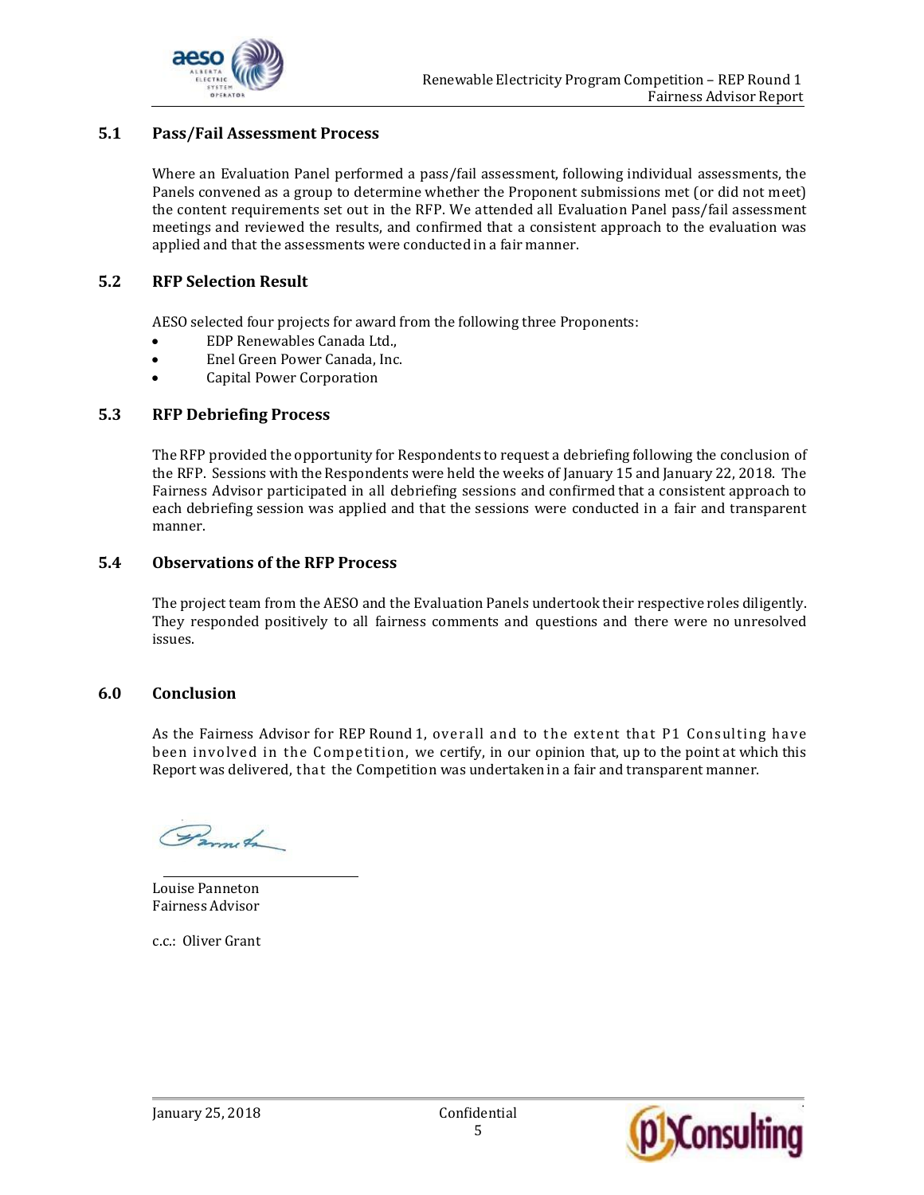### 5.1 Pass/Fail Assessment Process

Where an Evaluation Panel performed a pass/fail assessment, following individual assessments, the Panels convened as a group to determine whether the Proponent submissions met (or did not meet) the content requirements set out in the RFP. We attended all Evaluation Panel pass/fail assessment meetings and reviewed the results, and confirmed that a consistent approach to the evaluation was applied and that the assessments were conducted in a fair manner.

### 5.2 RFP Selection Result

AESO selected four projects for award from the following three Proponents:

- EDP Renewables Canada Ltd.,
- Enel Green Power Canada, Inc.
- Capital Power Corporation

### 5.3 RFP Debriefing Process

The RFP provided the opportunity for Respondents to request a debriefing following the conclusion of the RFP. Sessions with the Respondents were held the weeks of January 15 and January 22, 2018. The Fairness Advisor participated in all debriefing sessions and confirmed that a consistent approach to each debriefing session was applied and that the sessions were conducted in a fair and transparent manner.

### 5.4 Observations of the RFP Process

The project team from the AESO and the Evaluation Panels undertook their respective roles diligently. They responded positively to all fairness comments and questions and there were no unresolved issues.

## 6.0 Conclusion

As the Fairness Advisor for REP Round 1, overall and to the extent that P1 Consulting have been involved in the Competition, we certify, in our opinion that, up to the point at which this Report was delivered, that the Competition was undertaken in a fair and transparent manner.

Louise Panneton
Fairness Advisor

c.c.: Oliver Grant